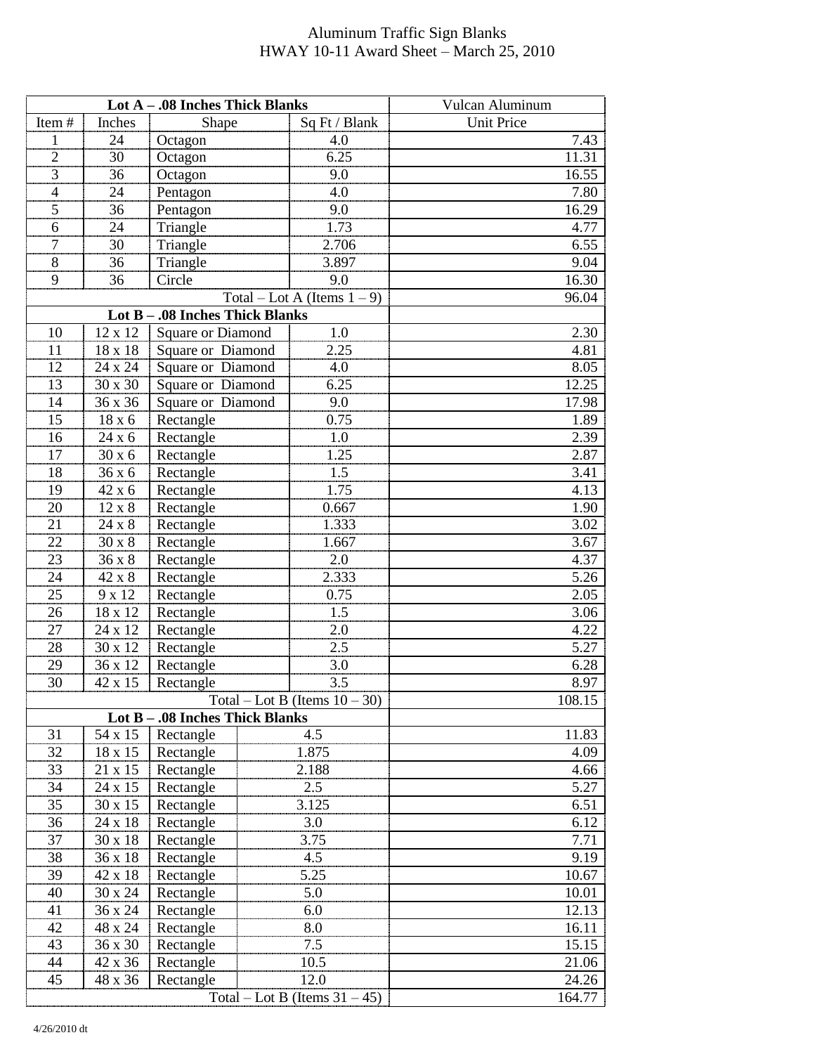# Aluminum Traffic Sign Blanks
## HWAY 10-11 Award Sheet – March 25, 2010

| Lot A – .08 Inches Thick Blanks | | | | Vulcan Aluminum |
|---|---|---|---|---|
| Item # | Inches | Shape | Sq Ft / Blank | Unit Price |
| 1 | 24 | Octagon | 4.0 | 7.43 |
| 2 | 30 | Octagon | 6.25 | 11.31 |
| 3 | 36 | Octagon | 9.0 | 16.55 |
| 4 | 24 | Pentagon | 4.0 | 7.80 |
| 5 | 36 | Pentagon | 9.0 | 16.29 |
| 6 | 24 | Triangle | 1.73 | 4.77 |
| 7 | 30 | Triangle | 2.706 | 6.55 |
| 8 | 36 | Triangle | 3.897 | 9.04 |
| 9 | 36 | Circle | 9.0 | 16.30 |
| | | | Total – Lot A (Items 1 – 9) | 96.04 |
| Lot B – .08 Inches Thick Blanks | | | | |
| 10 | 12 x 12 | Square or Diamond | 1.0 | 2.30 |
| 11 | 18 x 18 | Square or Diamond | 2.25 | 4.81 |
| 12 | 24 x 24 | Square or Diamond | 4.0 | 8.05 |
| 13 | 30 x 30 | Square or Diamond | 6.25 | 12.25 |
| 14 | 36 x 36 | Square or Diamond | 9.0 | 17.98 |
| 15 | 18 x 6 | Rectangle | 0.75 | 1.89 |
| 16 | 24 x 6 | Rectangle | 1.0 | 2.39 |
| 17 | 30 x 6 | Rectangle | 1.25 | 2.87 |
| 18 | 36 x 6 | Rectangle | 1.5 | 3.41 |
| 19 | 42 x 6 | Rectangle | 1.75 | 4.13 |
| 20 | 12 x 8 | Rectangle | 0.667 | 1.90 |
| 21 | 24 x 8 | Rectangle | 1.333 | 3.02 |
| 22 | 30 x 8 | Rectangle | 1.667 | 3.67 |
| 23 | 36 x 8 | Rectangle | 2.0 | 4.37 |
| 24 | 42 x 8 | Rectangle | 2.333 | 5.26 |
| 25 | 9 x 12 | Rectangle | 0.75 | 2.05 |
| 26 | 18 x 12 | Rectangle | 1.5 | 3.06 |
| 27 | 24 x 12 | Rectangle | 2.0 | 4.22 |
| 28 | 30 x 12 | Rectangle | 2.5 | 5.27 |
| 29 | 36 x 12 | Rectangle | 3.0 | 6.28 |
| 30 | 42 x 15 | Rectangle | 3.5 | 8.97 |
| | | | Total – Lot B (Items 10 – 30) | 108.15 |
| Lot B – .08 Inches Thick Blanks | | | | |
| 31 | 54 x 15 | Rectangle | 4.5 | 11.83 |
| 32 | 18 x 15 | Rectangle | 1.875 | 4.09 |
| 33 | 21 x 15 | Rectangle | 2.188 | 4.66 |
| 34 | 24 x 15 | Rectangle | 2.5 | 5.27 |
| 35 | 30 x 15 | Rectangle | 3.125 | 6.51 |
| 36 | 24 x 18 | Rectangle | 3.0 | 6.12 |
| 37 | 30 x 18 | Rectangle | 3.75 | 7.71 |
| 38 | 36 x 18 | Rectangle | 4.5 | 9.19 |
| 39 | 42 x 18 | Rectangle | 5.25 | 10.67 |
| 40 | 30 x 24 | Rectangle | 5.0 | 10.01 |
| 41 | 36 x 24 | Rectangle | 6.0 | 12.13 |
| 42 | 48 x 24 | Rectangle | 8.0 | 16.11 |
| 43 | 36 x 30 | Rectangle | 7.5 | 15.15 |
| 44 | 42 x 36 | Rectangle | 10.5 | 21.06 |
| 45 | 48 x 36 | Rectangle | 12.0 | 24.26 |
| | | | Total – Lot B (Items 31 – 45) | 164.77 |

4/26/2010 dt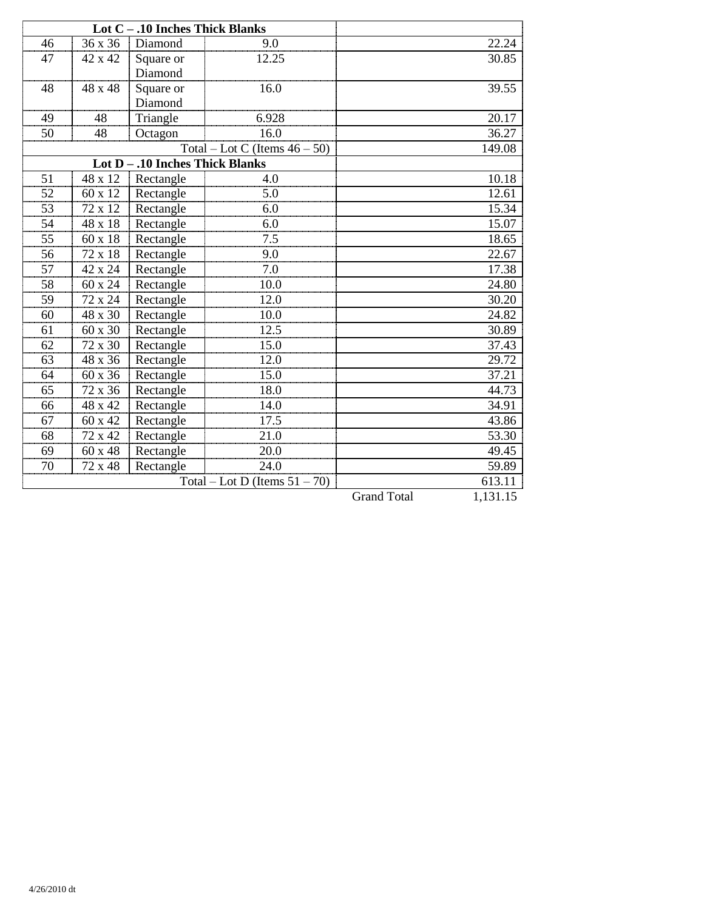| | | | | |
|---|---|---|---|---|
| **Lot C – .10 Inches Thick Blanks** | | | | |
| 46 | 36 x 36 | Diamond | 9.0 | 22.24 |
| 47 | 42 x 42 | Square or Diamond | 12.25 | 30.85 |
| 48 | 48 x 48 | Square or Diamond | 16.0 | 39.55 |
| 49 | 48 | Triangle | 6.928 | 20.17 |
| 50 | 48 | Octagon | 16.0 | 36.27 |
| Total – Lot C (Items 46 – 50) | | | | 149.08 |
| **Lot D – .10 Inches Thick Blanks** | | | | |
| 51 | 48 x 12 | Rectangle | 4.0 | 10.18 |
| 52 | 60 x 12 | Rectangle | 5.0 | 12.61 |
| 53 | 72 x 12 | Rectangle | 6.0 | 15.34 |
| 54 | 48 x 18 | Rectangle | 6.0 | 15.07 |
| 55 | 60 x 18 | Rectangle | 7.5 | 18.65 |
| 56 | 72 x 18 | Rectangle | 9.0 | 22.67 |
| 57 | 42 x 24 | Rectangle | 7.0 | 17.38 |
| 58 | 60 x 24 | Rectangle | 10.0 | 24.80 |
| 59 | 72 x 24 | Rectangle | 12.0 | 30.20 |
| 60 | 48 x 30 | Rectangle | 10.0 | 24.82 |
| 61 | 60 x 30 | Rectangle | 12.5 | 30.89 |
| 62 | 72 x 30 | Rectangle | 15.0 | 37.43 |
| 63 | 48 x 36 | Rectangle | 12.0 | 29.72 |
| 64 | 60 x 36 | Rectangle | 15.0 | 37.21 |
| 65 | 72 x 36 | Rectangle | 18.0 | 44.73 |
| 66 | 48 x 42 | Rectangle | 14.0 | 34.91 |
| 67 | 60 x 42 | Rectangle | 17.5 | 43.86 |
| 68 | 72 x 42 | Rectangle | 21.0 | 53.30 |
| 69 | 60 x 48 | Rectangle | 20.0 | 49.45 |
| 70 | 72 x 48 | Rectangle | 24.0 | 59.89 |
| Total – Lot D (Items 51 – 70) | | | | 613.11 |
| | | | Grand Total | 1,131.15 |

4/26/2010 dt